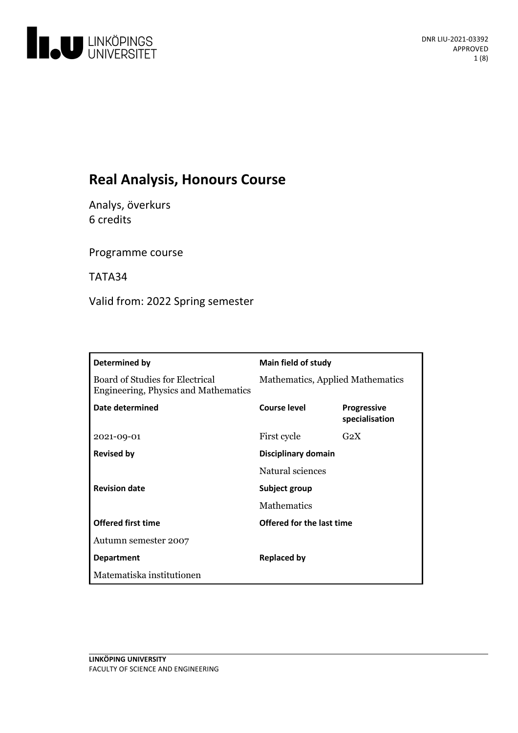DNR LIU-2021-03392
APPROVED

# Real Analysis, Honours Course

Analys, överkurs
6 credits

Programme course

TATA34

Valid from: 2022 Spring semester

| **Determined by** | **Main field of study** | |
|---|---|---|
| Board of Studies for Electrical Engineering, Physics and Mathematics | Mathematics, Applied Mathematics | |
| **Date determined** | **Course level** | **Progressive specialisation** |
| 2021-09-01 | First cycle | G2X |
| **Revised by** | **Disciplinary domain** | |
| | Natural sciences | |
| **Revision date** | **Subject group** | |
| | Mathematics | |
| **Offered first time** | **Offered for the last time** | |
| Autumn semester 2007 | | |
| **Department** | **Replaced by** | |
| Matematiska institutionen | | |

LINKÖPING UNIVERSITY
FACULTY OF SCIENCE AND ENGINEERING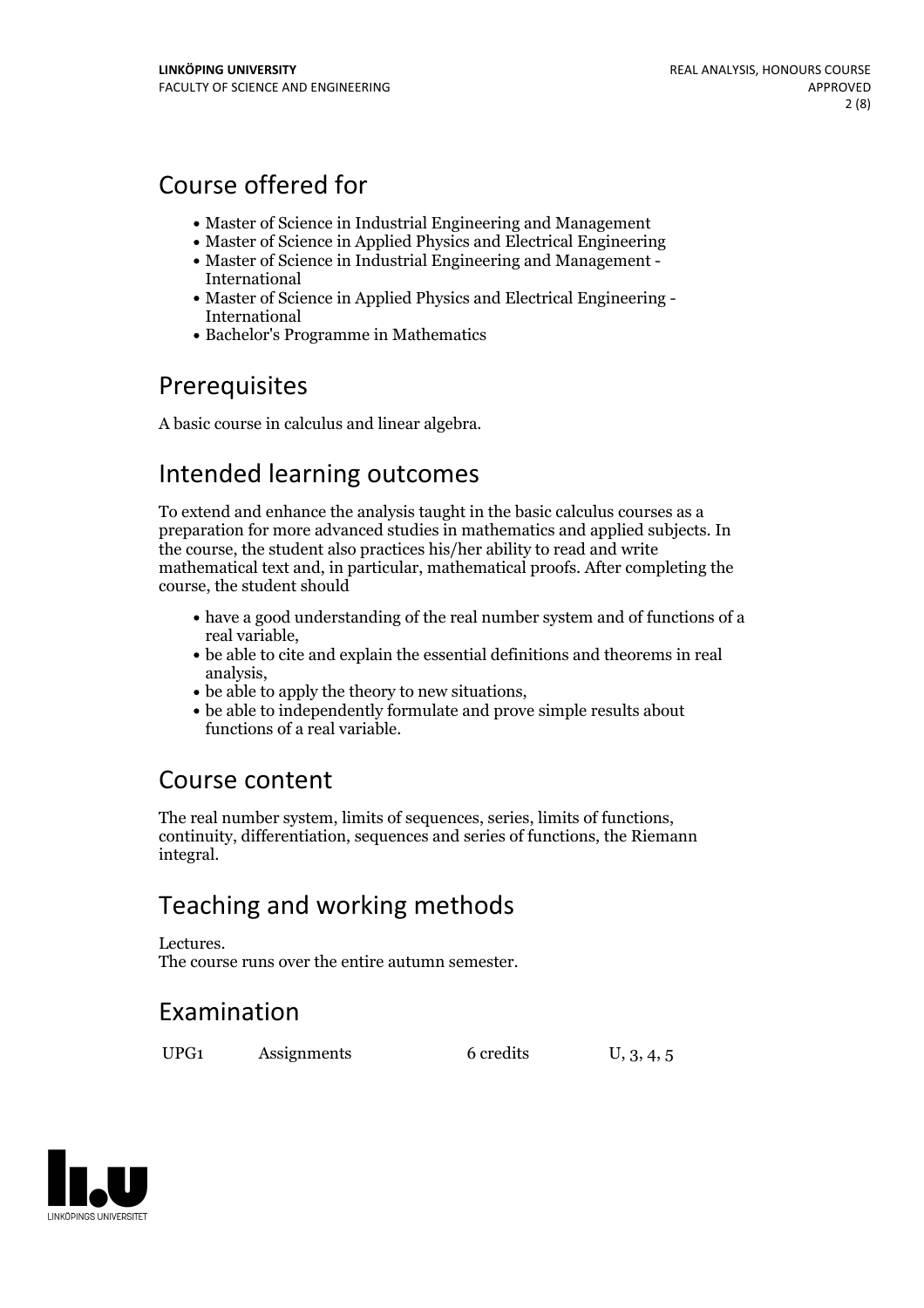## Course offered for

- Master of Science in Industrial Engineering and Management
- Master of Science in Applied Physics and Electrical Engineering
- Master of Science in Industrial Engineering and Management - International
- Master of Science in Applied Physics and Electrical Engineering - International
- Bachelor's Programme in Mathematics

## Prerequisites

A basic course in calculus and linear algebra.

## Intended learning outcomes

To extend and enhance the analysis taught in the basic calculus courses as a preparation for more advanced studies in mathematics and applied subjects. In the course, the student also practices his/her ability to read and write mathematical text and, in particular, mathematical proofs. After completing the course, the student should

- have a good understanding of the real number system and of functions of a real variable,
- be able to cite and explain the essential definitions and theorems in real analysis,
- be able to apply the theory to new situations,
- be able to independently formulate and prove simple results about functions of a real variable.

## Course content

The real number system, limits of sequences, series, limits of functions, continuity, differentiation, sequences and series of functions, the Riemann integral.

## Teaching and working methods

Lectures.
The course runs over the entire autumn semester.

## Examination

| | | | |
|---|---|---|---|
| UPG1 | Assignments | 6 credits | U, 3, 4, 5 |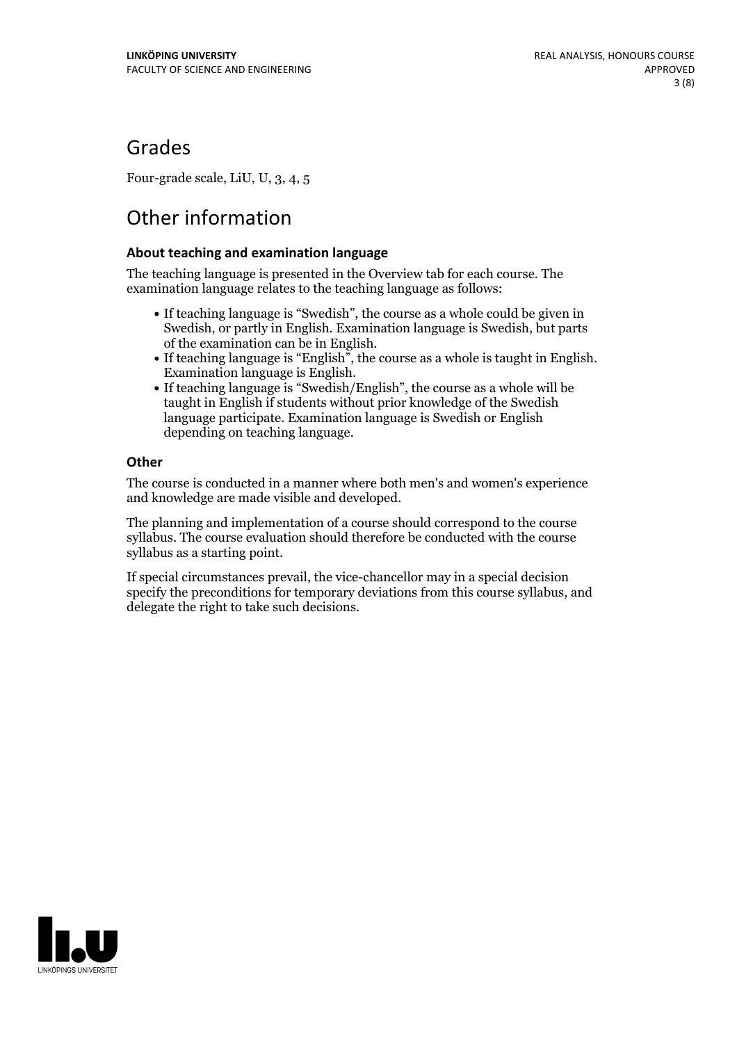## Grades

Four-grade scale, LiU, U, 3, 4, 5

## Other information

### About teaching and examination language

The teaching language is presented in the Overview tab for each course. The examination language relates to the teaching language as follows:

- If teaching language is "Swedish", the course as a whole could be given in Swedish, or partly in English. Examination language is Swedish, but parts of the examination can be in English.
- If teaching language is "English", the course as a whole is taught in English. Examination language is English.
- If teaching language is "Swedish/English", the course as a whole will be taught in English if students without prior knowledge of the Swedish language participate. Examination language is Swedish or English depending on teaching language.

### Other

The course is conducted in a manner where both men's and women's experience and knowledge are made visible and developed.

The planning and implementation of a course should correspond to the course syllabus. The course evaluation should therefore be conducted with the course syllabus as a starting point.

If special circumstances prevail, the vice-chancellor may in a special decision specify the preconditions for temporary deviations from this course syllabus, and delegate the right to take such decisions.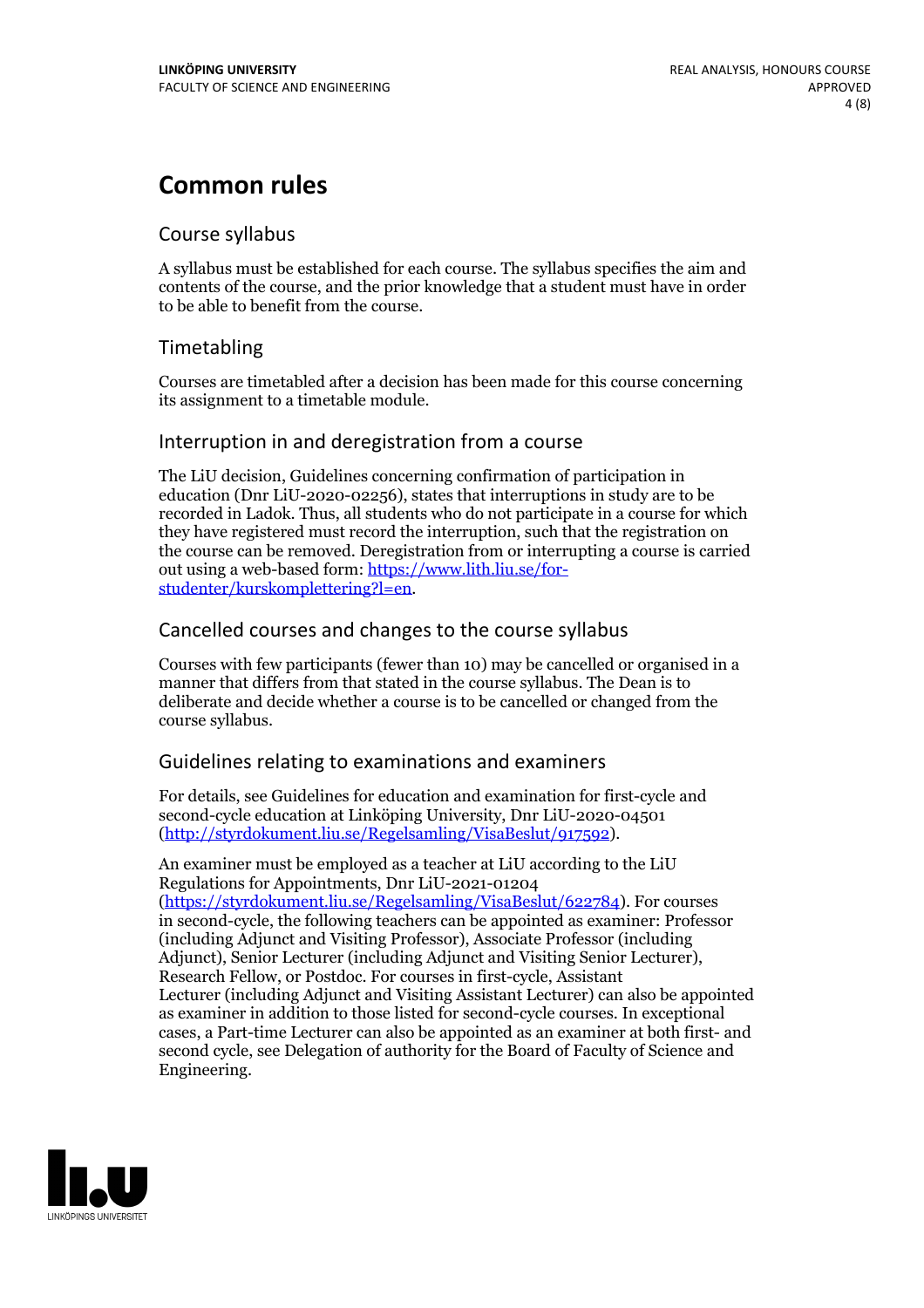# Common rules

## Course syllabus

A syllabus must be established for each course. The syllabus specifies the aim and contents of the course, and the prior knowledge that a student must have in order to be able to benefit from the course.

## Timetabling

Courses are timetabled after a decision has been made for this course concerning its assignment to a timetable module.

## Interruption in and deregistration from a course

The LiU decision, Guidelines concerning confirmation of participation in education (Dnr LiU-2020-02256), states that interruptions in study are to be recorded in Ladok. Thus, all students who do not participate in a course for which they have registered must record the interruption, such that the registration on the course can be removed. Deregistration from or interrupting a course is carried out using a web-based form: https://www.lith.liu.se/for-studenter/kurskomplettering?l=en.

## Cancelled courses and changes to the course syllabus

Courses with few participants (fewer than 10) may be cancelled or organised in a manner that differs from that stated in the course syllabus. The Dean is to deliberate and decide whether a course is to be cancelled or changed from the course syllabus.

## Guidelines relating to examinations and examiners

For details, see Guidelines for education and examination for first-cycle and second-cycle education at Linköping University, Dnr LiU-2020-04501 (http://styrdokument.liu.se/Regelsamling/VisaBeslut/917592).

An examiner must be employed as a teacher at LiU according to the LiU Regulations for Appointments, Dnr LiU-2021-01204 (https://styrdokument.liu.se/Regelsamling/VisaBeslut/622784). For courses in second-cycle, the following teachers can be appointed as examiner: Professor (including Adjunct and Visiting Professor), Associate Professor (including Adjunct), Senior Lecturer (including Adjunct and Visiting Senior Lecturer), Research Fellow, or Postdoc. For courses in first-cycle, Assistant Lecturer (including Adjunct and Visiting Assistant Lecturer) can also be appointed as examiner in addition to those listed for second-cycle courses. In exceptional cases, a Part-time Lecturer can also be appointed as an examiner at both first- and second cycle, see Delegation of authority for the Board of Faculty of Science and Engineering.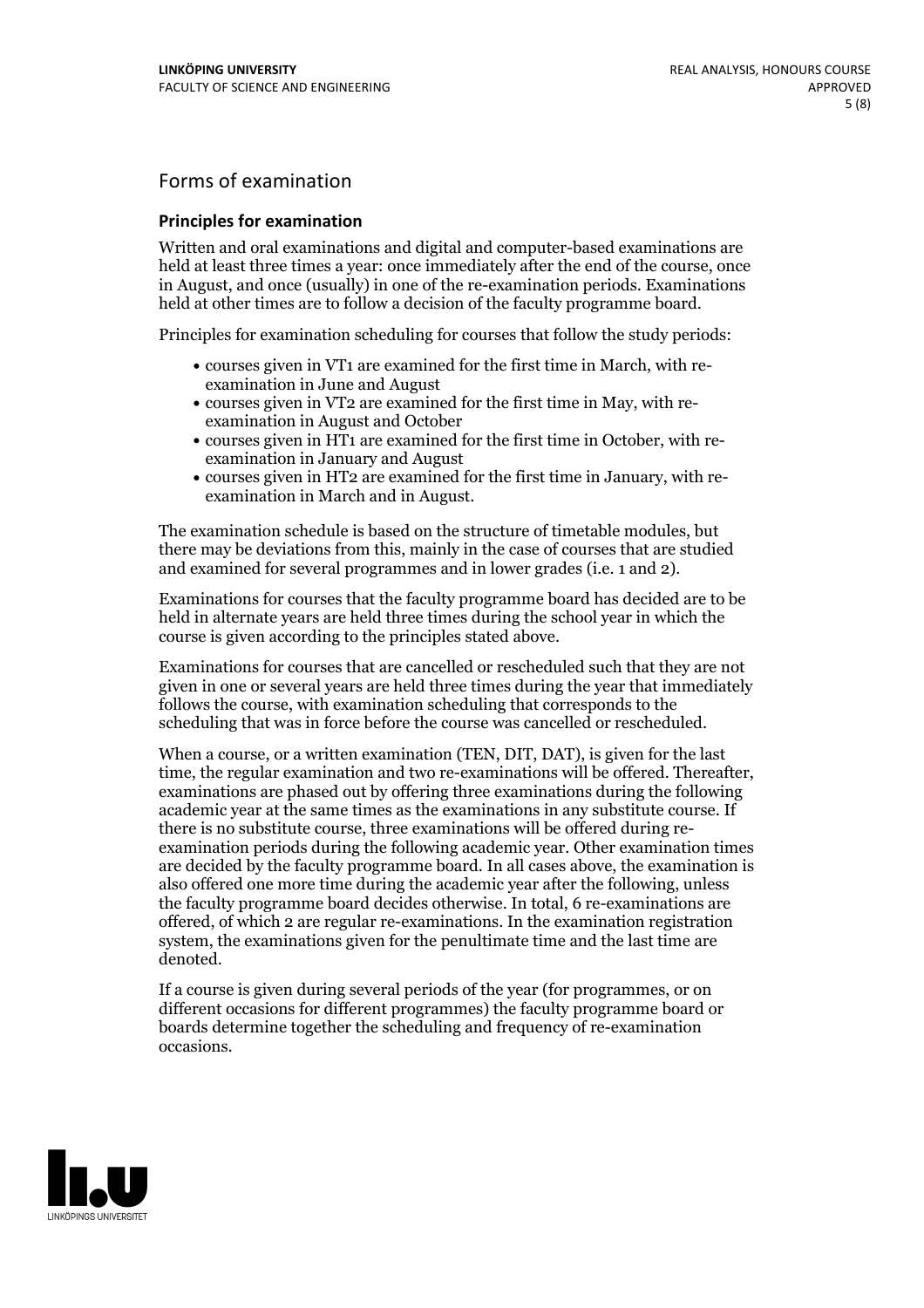## Forms of examination

### Principles for examination

Written and oral examinations and digital and computer-based examinations are held at least three times a year: once immediately after the end of the course, once in August, and once (usually) in one of the re-examination periods. Examinations held at other times are to follow a decision of the faculty programme board.

Principles for examination scheduling for courses that follow the study periods:

- courses given in VT1 are examined for the first time in March, with re-examination in June and August
- courses given in VT2 are examined for the first time in May, with re-examination in August and October
- courses given in HT1 are examined for the first time in October, with re-examination in January and August
- courses given in HT2 are examined for the first time in January, with re-examination in March and in August.

The examination schedule is based on the structure of timetable modules, but there may be deviations from this, mainly in the case of courses that are studied and examined for several programmes and in lower grades (i.e. 1 and 2).

Examinations for courses that the faculty programme board has decided are to be held in alternate years are held three times during the school year in which the course is given according to the principles stated above.

Examinations for courses that are cancelled or rescheduled such that they are not given in one or several years are held three times during the year that immediately follows the course, with examination scheduling that corresponds to the scheduling that was in force before the course was cancelled or rescheduled.

When a course, or a written examination (TEN, DIT, DAT), is given for the last time, the regular examination and two re-examinations will be offered. Thereafter, examinations are phased out by offering three examinations during the following academic year at the same times as the examinations in any substitute course. If there is no substitute course, three examinations will be offered during re-examination periods during the following academic year. Other examination times are decided by the faculty programme board. In all cases above, the examination is also offered one more time during the academic year after the following, unless the faculty programme board decides otherwise. In total, 6 re-examinations are offered, of which 2 are regular re-examinations. In the examination registration system, the examinations given for the penultimate time and the last time are denoted.

If a course is given during several periods of the year (for programmes, or on different occasions for different programmes) the faculty programme board or boards determine together the scheduling and frequency of re-examination occasions.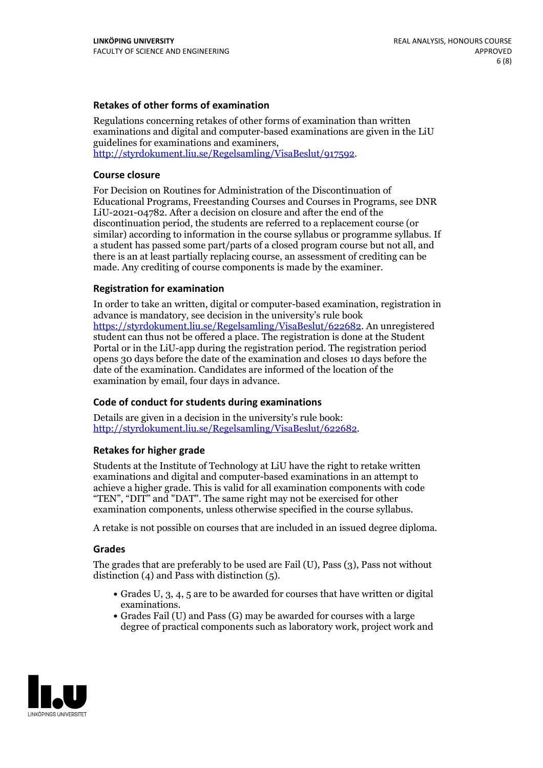### Retakes of other forms of examination

Regulations concerning retakes of other forms of examination than written examinations and digital and computer-based examinations are given in the LiU guidelines for examinations and examiners, http://styrdokument.liu.se/Regelsamling/VisaBeslut/917592.

### Course closure

For Decision on Routines for Administration of the Discontinuation of Educational Programs, Freestanding Courses and Courses in Programs, see DNR LiU-2021-04782. After a decision on closure and after the end of the discontinuation period, the students are referred to a replacement course (or similar) according to information in the course syllabus or programme syllabus. If a student has passed some part/parts of a closed program course but not all, and there is an at least partially replacing course, an assessment of crediting can be made. Any crediting of course components is made by the examiner.

### Registration for examination

In order to take an written, digital or computer-based examination, registration in advance is mandatory, see decision in the university's rule book https://styrdokument.liu.se/Regelsamling/VisaBeslut/622682. An unregistered student can thus not be offered a place. The registration is done at the Student Portal or in the LiU-app during the registration period. The registration period opens 30 days before the date of the examination and closes 10 days before the date of the examination. Candidates are informed of the location of the examination by email, four days in advance.

### Code of conduct for students during examinations

Details are given in a decision in the university's rule book: http://styrdokument.liu.se/Regelsamling/VisaBeslut/622682.

### Retakes for higher grade

Students at the Institute of Technology at LiU have the right to retake written examinations and digital and computer-based examinations in an attempt to achieve a higher grade. This is valid for all examination components with code "TEN", "DIT" and "DAT". The same right may not be exercised for other examination components, unless otherwise specified in the course syllabus.

A retake is not possible on courses that are included in an issued degree diploma.

### Grades

The grades that are preferably to be used are Fail (U), Pass (3), Pass not without distinction (4) and Pass with distinction (5).

- Grades U, 3, 4, 5 are to be awarded for courses that have written or digital examinations.
- Grades Fail (U) and Pass (G) may be awarded for courses with a large degree of practical components such as laboratory work, project work and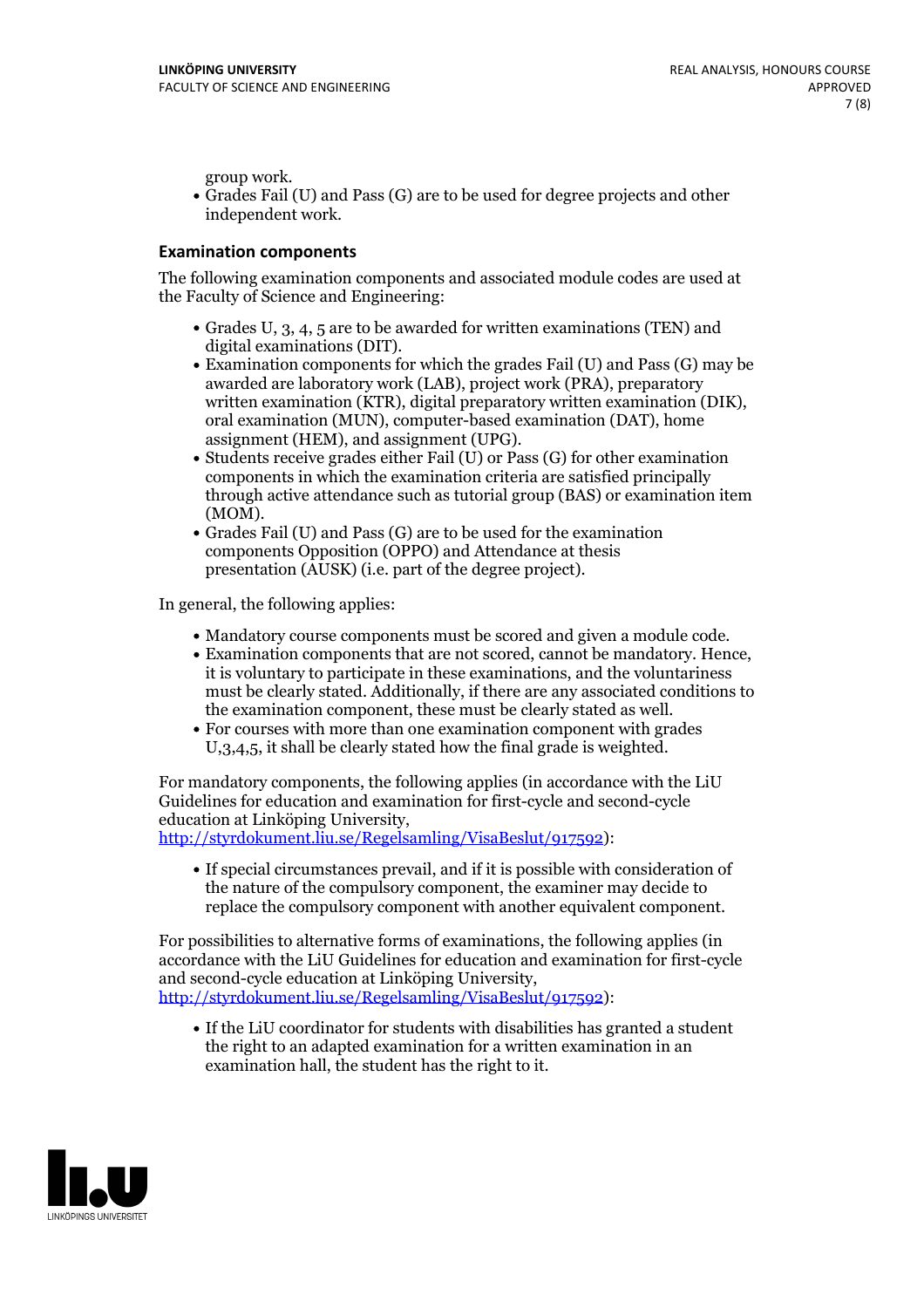group work.
- Grades Fail (U) and Pass (G) are to be used for degree projects and other independent work.

### Examination components

The following examination components and associated module codes are used at the Faculty of Science and Engineering:

- Grades U, 3, 4, 5 are to be awarded for written examinations (TEN) and digital examinations (DIT).
- Examination components for which the grades Fail (U) and Pass (G) may be awarded are laboratory work (LAB), project work (PRA), preparatory written examination (KTR), digital preparatory written examination (DIK), oral examination (MUN), computer-based examination (DAT), home assignment (HEM), and assignment (UPG).
- Students receive grades either Fail (U) or Pass (G) for other examination components in which the examination criteria are satisfied principally through active attendance such as tutorial group (BAS) or examination item (MOM).
- Grades Fail (U) and Pass (G) are to be used for the examination components Opposition (OPPO) and Attendance at thesis presentation (AUSK) (i.e. part of the degree project).

In general, the following applies:

- Mandatory course components must be scored and given a module code.
- Examination components that are not scored, cannot be mandatory. Hence, it is voluntary to participate in these examinations, and the voluntariness must be clearly stated. Additionally, if there are any associated conditions to the examination component, these must be clearly stated as well.
- For courses with more than one examination component with grades U,3,4,5, it shall be clearly stated how the final grade is weighted.

For mandatory components, the following applies (in accordance with the LiU Guidelines for education and examination for first-cycle and second-cycle education at Linköping University, http://styrdokument.liu.se/Regelsamling/VisaBeslut/917592):

- If special circumstances prevail, and if it is possible with consideration of the nature of the compulsory component, the examiner may decide to replace the compulsory component with another equivalent component.

For possibilities to alternative forms of examinations, the following applies (in accordance with the LiU Guidelines for education and examination for first-cycle and second-cycle education at Linköping University, http://styrdokument.liu.se/Regelsamling/VisaBeslut/917592):

- If the LiU coordinator for students with disabilities has granted a student the right to an adapted examination for a written examination in an examination hall, the student has the right to it.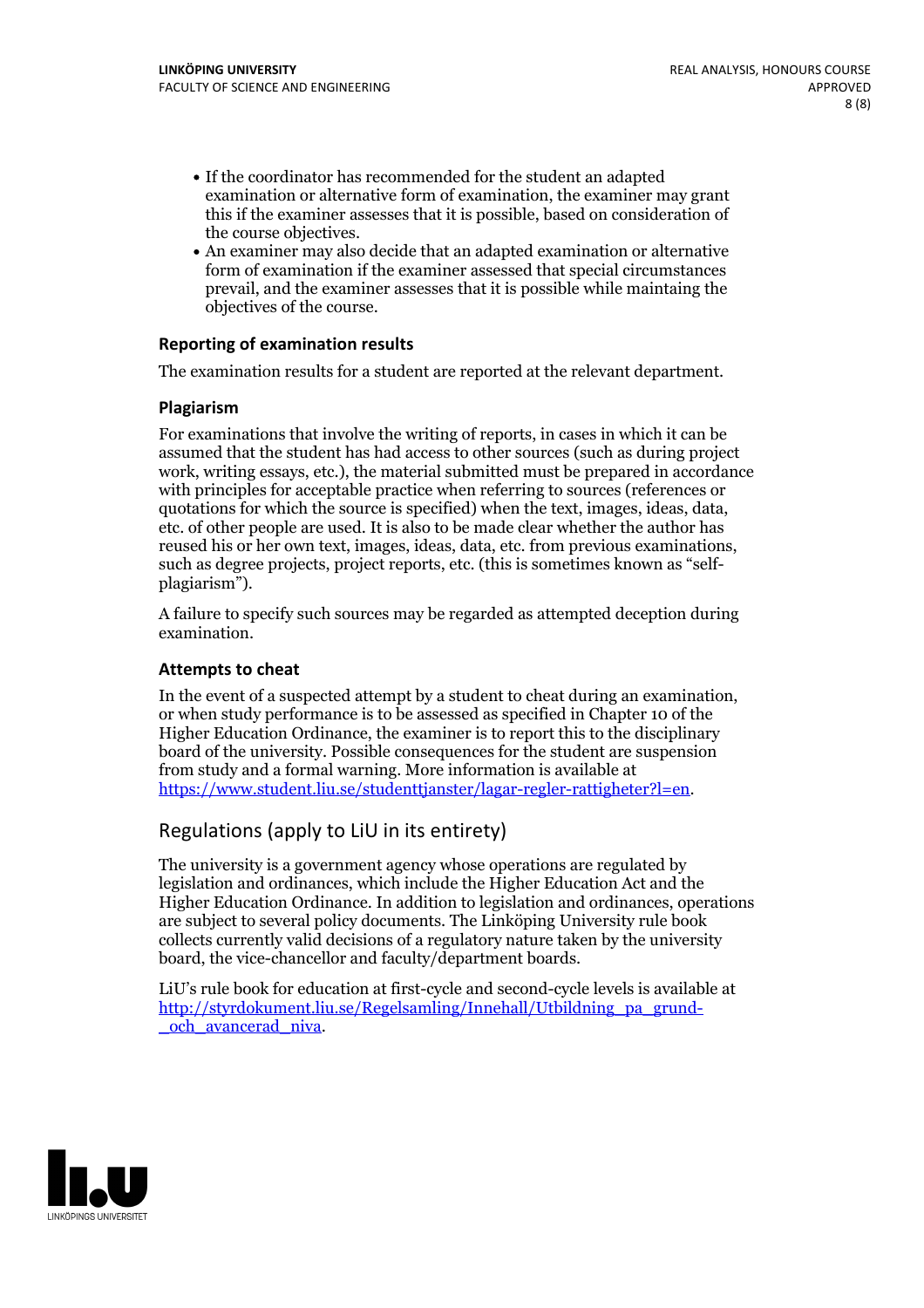- If the coordinator has recommended for the student an adapted examination or alternative form of examination, the examiner may grant this if the examiner assesses that it is possible, based on consideration of the course objectives.
- An examiner may also decide that an adapted examination or alternative form of examination if the examiner assessed that special circumstances prevail, and the examiner assesses that it is possible while maintaing the objectives of the course.

### Reporting of examination results

The examination results for a student are reported at the relevant department.

### Plagiarism

For examinations that involve the writing of reports, in cases in which it can be assumed that the student has had access to other sources (such as during project work, writing essays, etc.), the material submitted must be prepared in accordance with principles for acceptable practice when referring to sources (references or quotations for which the source is specified) when the text, images, ideas, data, etc. of other people are used. It is also to be made clear whether the author has reused his or her own text, images, ideas, data, etc. from previous examinations, such as degree projects, project reports, etc. (this is sometimes known as "self-plagiarism").

A failure to specify such sources may be regarded as attempted deception during examination.

### Attempts to cheat

In the event of a suspected attempt by a student to cheat during an examination, or when study performance is to be assessed as specified in Chapter 10 of the Higher Education Ordinance, the examiner is to report this to the disciplinary board of the university. Possible consequences for the student are suspension from study and a formal warning. More information is available at https://www.student.liu.se/studenttjanster/lagar-regler-rattigheter?l=en.

## Regulations (apply to LiU in its entirety)

The university is a government agency whose operations are regulated by legislation and ordinances, which include the Higher Education Act and the Higher Education Ordinance. In addition to legislation and ordinances, operations are subject to several policy documents. The Linköping University rule book collects currently valid decisions of a regulatory nature taken by the university board, the vice-chancellor and faculty/department boards.

LiU's rule book for education at first-cycle and second-cycle levels is available at http://styrdokument.liu.se/Regelsamling/Innehall/Utbildning_pa_grund-_och_avancerad_niva.